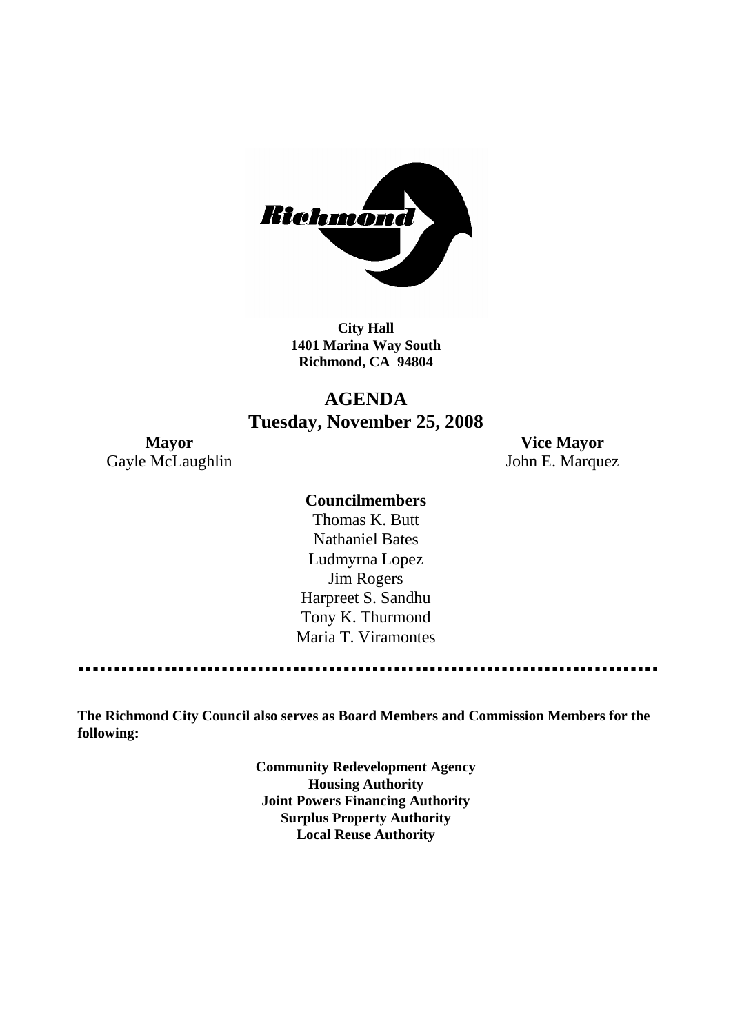**City Hall**
**1401 Marina Way South**
**Richmond, CA 94804**

# AGENDA
## Tuesday, November 25, 2008

**Mayor**
Gayle McLaughlin

**Vice Mayor**
John E. Marquez

**Councilmembers**
Thomas K. Butt
Nathaniel Bates
Ludmyrna Lopez
Jim Rogers
Harpreet S. Sandhu
Tony K. Thurmond
Maria T. Viramontes

**The Richmond City Council also serves as Board Members and Commission Members for the following:**

**Community Redevelopment Agency**
**Housing Authority**
**Joint Powers Financing Authority**
**Surplus Property Authority**
**Local Reuse Authority**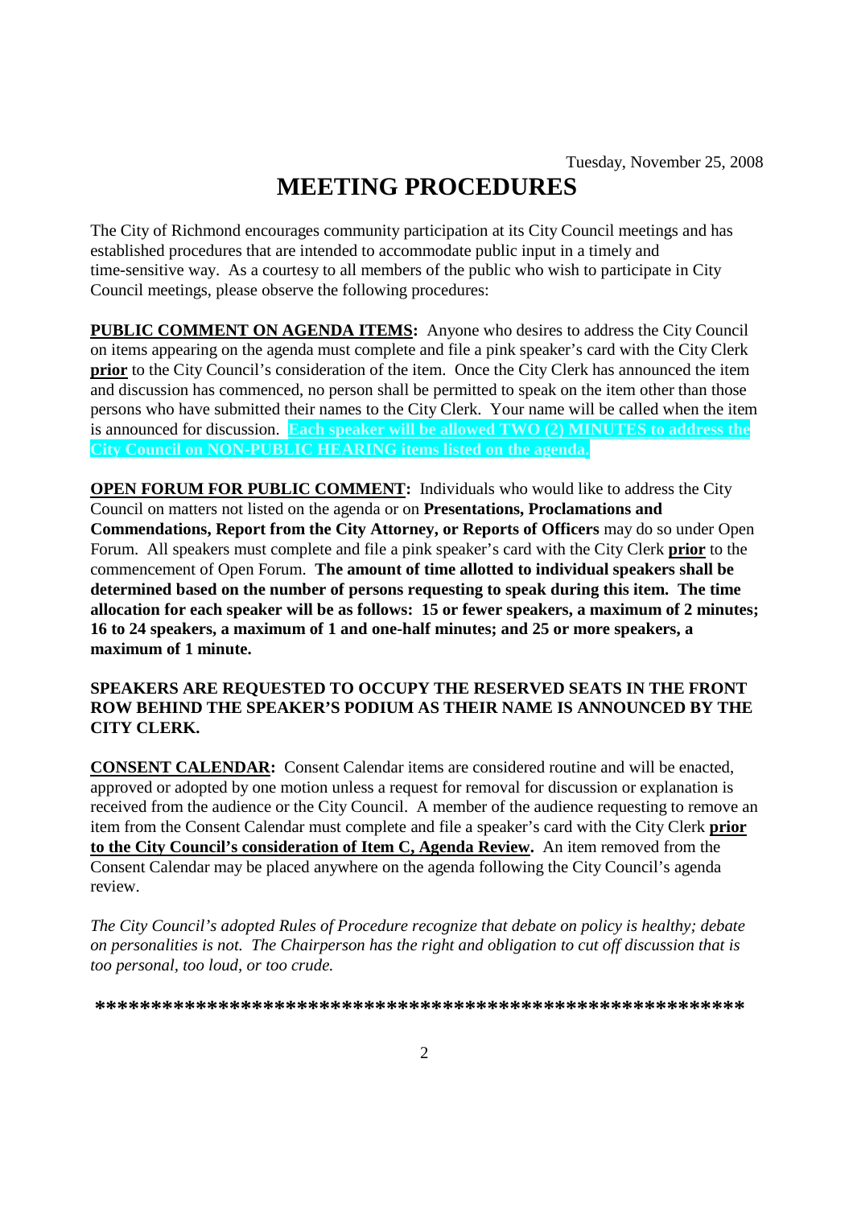Tuesday, November 25, 2008

# MEETING PROCEDURES

The City of Richmond encourages community participation at its City Council meetings and has established procedures that are intended to accommodate public input in a timely and time-sensitive way. As a courtesy to all members of the public who wish to participate in City Council meetings, please observe the following procedures:

**PUBLIC COMMENT ON AGENDA ITEMS:** Anyone who desires to address the City Council on items appearing on the agenda must complete and file a pink speaker's card with the City Clerk **prior** to the City Council's consideration of the item. Once the City Clerk has announced the item and discussion has commenced, no person shall be permitted to speak on the item other than those persons who have submitted their names to the City Clerk. Your name will be called when the item is announced for discussion. **Each speaker will be allowed TWO (2) MINUTES to address the City Council on NON-PUBLIC HEARING items listed on the agenda.**

**OPEN FORUM FOR PUBLIC COMMENT:** Individuals who would like to address the City Council on matters not listed on the agenda or on **Presentations, Proclamations and Commendations, Report from the City Attorney, or Reports of Officers** may do so under Open Forum. All speakers must complete and file a pink speaker's card with the City Clerk **prior** to the commencement of Open Forum. **The amount of time allotted to individual speakers shall be determined based on the number of persons requesting to speak during this item. The time allocation for each speaker will be as follows: 15 or fewer speakers, a maximum of 2 minutes; 16 to 24 speakers, a maximum of 1 and one-half minutes; and 25 or more speakers, a maximum of 1 minute.**

**SPEAKERS ARE REQUESTED TO OCCUPY THE RESERVED SEATS IN THE FRONT ROW BEHIND THE SPEAKER'S PODIUM AS THEIR NAME IS ANNOUNCED BY THE CITY CLERK.**

**CONSENT CALENDAR:** Consent Calendar items are considered routine and will be enacted, approved or adopted by one motion unless a request for removal for discussion or explanation is received from the audience or the City Council. A member of the audience requesting to remove an item from the Consent Calendar must complete and file a speaker's card with the City Clerk **prior to the City Council's consideration of Item C, Agenda Review.** An item removed from the Consent Calendar may be placed anywhere on the agenda following the City Council's agenda review.

*The City Council's adopted Rules of Procedure recognize that debate on policy is healthy; debate on personalities is not. The Chairperson has the right and obligation to cut off discussion that is too personal, too loud, or too crude.*

**\*\*\*\*\*\*\*\*\*\*\*\*\*\*\*\*\*\*\*\*\*\*\*\*\*\*\*\*\*\*\*\*\*\*\*\*\*\*\*\*\*\*\*\*\*\*\*\*\*\*\*\*\*\*\*\*\*\*\***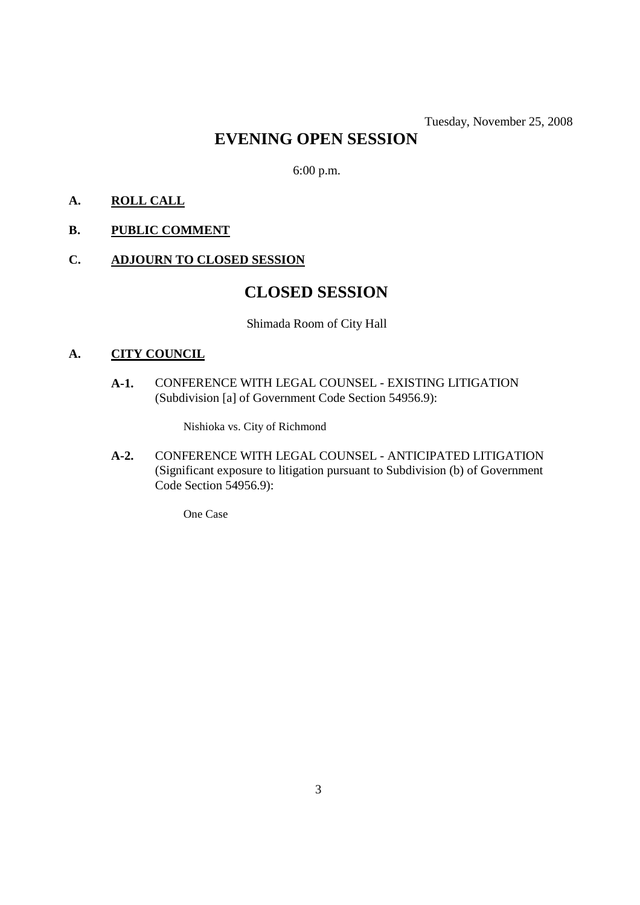Tuesday, November 25, 2008

# EVENING OPEN SESSION

6:00 p.m.

**A.** **ROLL CALL**

**B.** **PUBLIC COMMENT**

**C.** **ADJOURN TO CLOSED SESSION**

# CLOSED SESSION

Shimada Room of City Hall

**A.** **CITY COUNCIL**

**A-1.** CONFERENCE WITH LEGAL COUNSEL - EXISTING LITIGATION (Subdivision [a] of Government Code Section 54956.9):

Nishioka vs. City of Richmond

**A-2.** CONFERENCE WITH LEGAL COUNSEL - ANTICIPATED LITIGATION (Significant exposure to litigation pursuant to Subdivision (b) of Government Code Section 54956.9):

One Case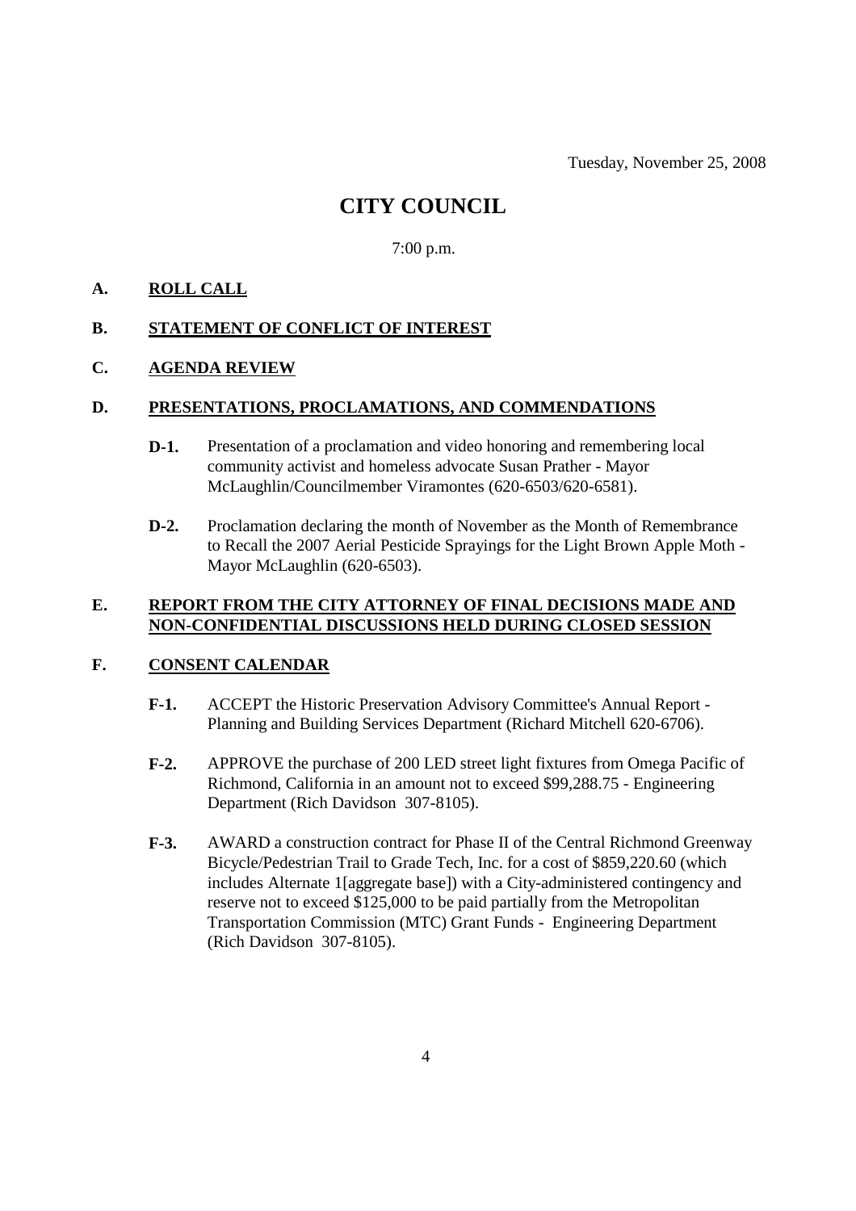Tuesday, November 25, 2008

# CITY COUNCIL

7:00 p.m.

## A. ROLL CALL

## B. STATEMENT OF CONFLICT OF INTEREST

## C. AGENDA REVIEW

## D. PRESENTATIONS, PROCLAMATIONS, AND COMMENDATIONS

**D-1.** Presentation of a proclamation and video honoring and remembering local community activist and homeless advocate Susan Prather - Mayor McLaughlin/Councilmember Viramontes (620-6503/620-6581).

**D-2.** Proclamation declaring the month of November as the Month of Remembrance to Recall the 2007 Aerial Pesticide Sprayings for the Light Brown Apple Moth - Mayor McLaughlin (620-6503).

## E. REPORT FROM THE CITY ATTORNEY OF FINAL DECISIONS MADE AND NON-CONFIDENTIAL DISCUSSIONS HELD DURING CLOSED SESSION

## F. CONSENT CALENDAR

**F-1.** ACCEPT the Historic Preservation Advisory Committee's Annual Report - Planning and Building Services Department (Richard Mitchell 620-6706).

**F-2.** APPROVE the purchase of 200 LED street light fixtures from Omega Pacific of Richmond, California in an amount not to exceed $99,288.75 - Engineering Department (Rich Davidson 307-8105).

**F-3.** AWARD a construction contract for Phase II of the Central Richmond Greenway Bicycle/Pedestrian Trail to Grade Tech, Inc. for a cost of $859,220.60 (which includes Alternate 1[aggregate base]) with a City-administered contingency and reserve not to exceed $125,000 to be paid partially from the Metropolitan Transportation Commission (MTC) Grant Funds - Engineering Department (Rich Davidson 307-8105).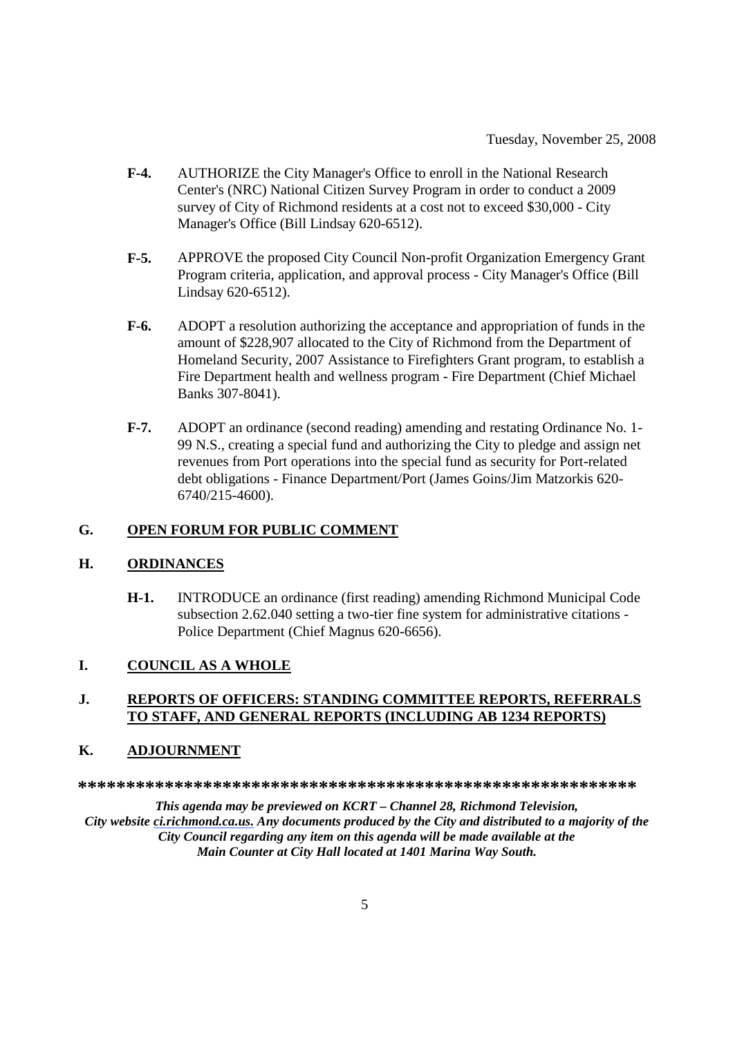- **F-4.** AUTHORIZE the City Manager's Office to enroll in the National Research Center's (NRC) National Citizen Survey Program in order to conduct a 2009 survey of City of Richmond residents at a cost not to exceed $30,000 - City Manager's Office (Bill Lindsay 620-6512).

- **F-5.** APPROVE the proposed City Council Non-profit Organization Emergency Grant Program criteria, application, and approval process - City Manager's Office (Bill Lindsay 620-6512).

- **F-6.** ADOPT a resolution authorizing the acceptance and appropriation of funds in the amount of $228,907 allocated to the City of Richmond from the Department of Homeland Security, 2007 Assistance to Firefighters Grant program, to establish a Fire Department health and wellness program - Fire Department (Chief Michael Banks 307-8041).

- **F-7.** ADOPT an ordinance (second reading) amending and restating Ordinance No. 1-99 N.S., creating a special fund and authorizing the City to pledge and assign net revenues from Port operations into the special fund as security for Port-related debt obligations - Finance Department/Port (James Goins/Jim Matzorkis 620-6740/215-4600).

## G. OPEN FORUM FOR PUBLIC COMMENT

## H. ORDINANCES

- **H-1.** INTRODUCE an ordinance (first reading) amending Richmond Municipal Code subsection 2.62.040 setting a two-tier fine system for administrative citations - Police Department (Chief Magnus 620-6656).

## I. COUNCIL AS A WHOLE

## J. REPORTS OF OFFICERS: STANDING COMMITTEE REPORTS, REFERRALS TO STAFF, AND GENERAL REPORTS (INCLUDING AB 1234 REPORTS)

## K. ADJOURNMENT

**************************************************************

***This agenda may be previewed on KCRT – Channel 28, Richmond Television, City website ci.richmond.ca.us. Any documents produced by the City and distributed to a majority of the City Council regarding any item on this agenda will be made available at the Main Counter at City Hall located at 1401 Marina Way South.***